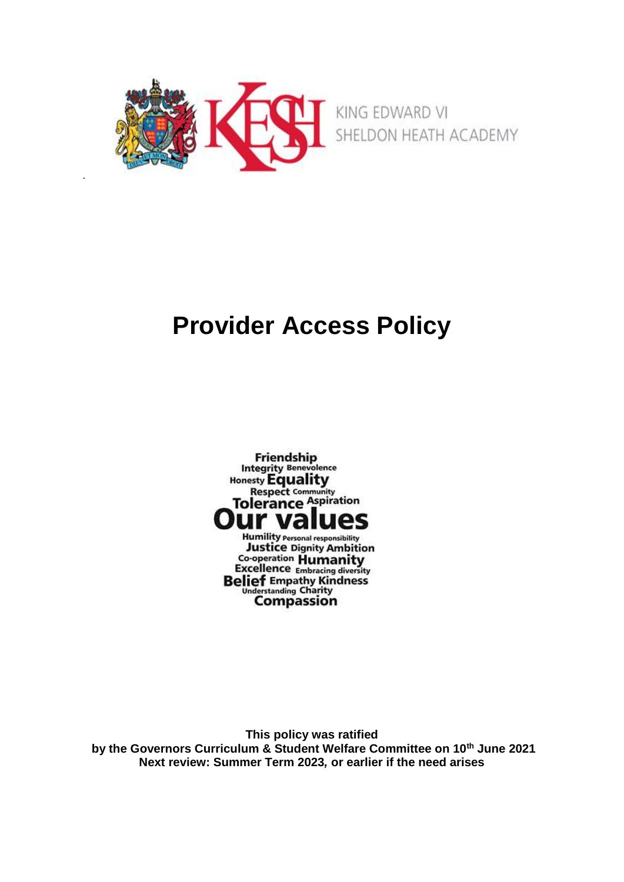KING EDWARD VI
SHELDON HEATH ACADEMY

# Provider Access Policy

Friendship
Integrity Benevolence
Honesty Equality
Respect Community
Tolerance Aspiration
**Our values**
Humility Personal responsibility
Justice Dignity Ambition
Co-operation Humanity
Excellence Embracing diversity
Belief Empathy Kindness
Understanding Charity
Compassion

**This policy was ratified**
**by the Governors Curriculum & Student Welfare Committee on 10th June 2021**
**Next review: Summer Term 2023, or earlier if the need arises**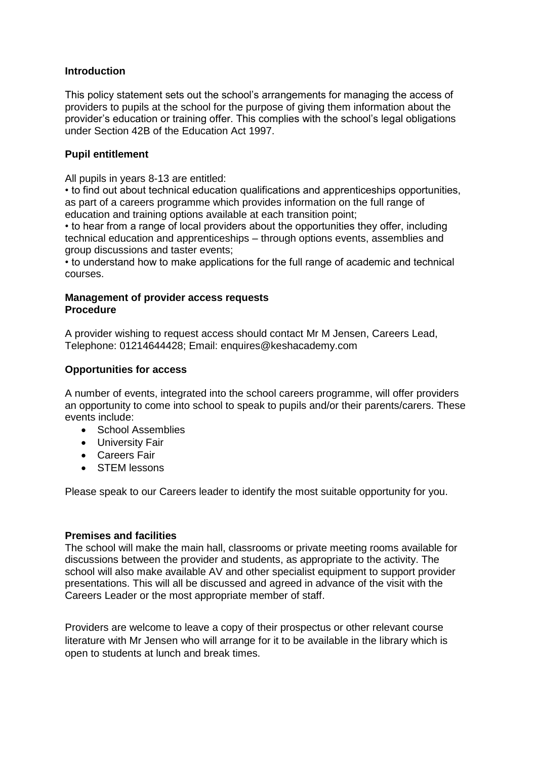**Introduction**

This policy statement sets out the school's arrangements for managing the access of providers to pupils at the school for the purpose of giving them information about the provider's education or training offer. This complies with the school's legal obligations under Section 42B of the Education Act 1997.

**Pupil entitlement**

All pupils in years 8-13 are entitled:

• to find out about technical education qualifications and apprenticeships opportunities, as part of a careers programme which provides information on the full range of education and training options available at each transition point;

• to hear from a range of local providers about the opportunities they offer, including technical education and apprenticeships – through options events, assemblies and group discussions and taster events;

• to understand how to make applications for the full range of academic and technical courses.

**Management of provider access requests**
**Procedure**

A provider wishing to request access should contact Mr M Jensen, Careers Lead, Telephone: 01214644428; Email: enquires@keshacademy.com

**Opportunities for access**

A number of events, integrated into the school careers programme, will offer providers an opportunity to come into school to speak to pupils and/or their parents/carers. These events include:

- School Assemblies
- University Fair
- Careers Fair
- STEM lessons

Please speak to our Careers leader to identify the most suitable opportunity for you.

**Premises and facilities**

The school will make the main hall, classrooms or private meeting rooms available for discussions between the provider and students, as appropriate to the activity. The school will also make available AV and other specialist equipment to support provider presentations. This will all be discussed and agreed in advance of the visit with the Careers Leader or the most appropriate member of staff.

Providers are welcome to leave a copy of their prospectus or other relevant course literature with Mr Jensen who will arrange for it to be available in the library which is open to students at lunch and break times.